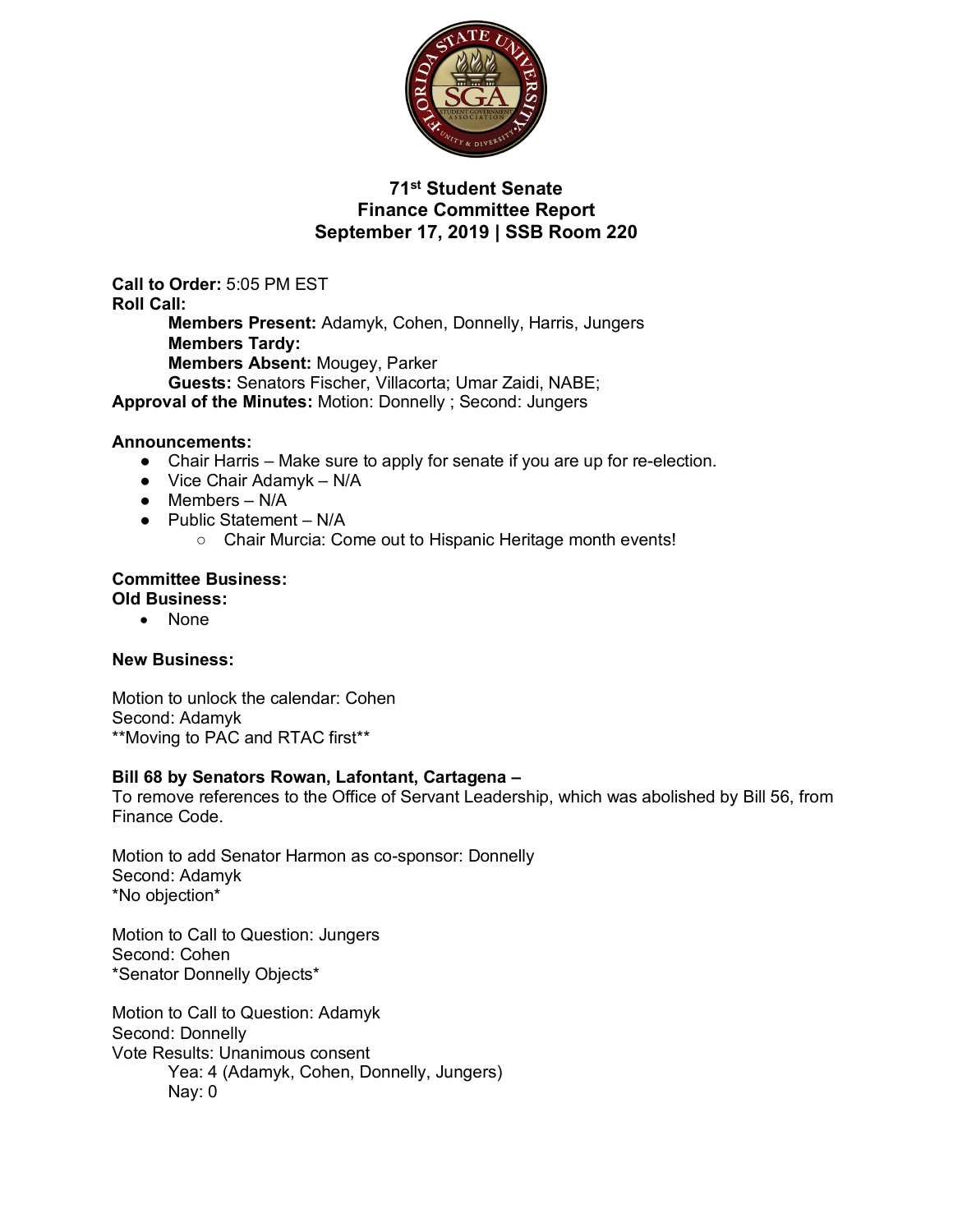# 71st Student Senate
## Finance Committee Report
## September 17, 2019 | SSB Room 220

**Call to Order:** 5:05 PM EST

**Roll Call:**

- **Members Present:** Adamyk, Cohen, Donnelly, Harris, Jungers
- **Members Tardy:**
- **Members Absent:** Mougey, Parker
- **Guests:** Senators Fischer, Villacorta; Umar Zaidi, NABE;

**Approval of the Minutes:** Motion: Donnelly ; Second: Jungers

**Announcements:**

- Chair Harris – Make sure to apply for senate if you are up for re-election.
- Vice Chair Adamyk – N/A
- Members – N/A
- Public Statement – N/A
  - Chair Murcia: Come out to Hispanic Heritage month events!

**Committee Business:**

**Old Business:**

- None

**New Business:**

Motion to unlock the calendar: Cohen
Second: Adamyk
**Moving to PAC and RTAC first**

**Bill 68 by Senators Rowan, Lafontant, Cartagena –**
To remove references to the Office of Servant Leadership, which was abolished by Bill 56, from Finance Code.

Motion to add Senator Harmon as co-sponsor: Donnelly
Second: Adamyk
*No objection*

Motion to Call to Question: Jungers
Second: Cohen
*Senator Donnelly Objects*

Motion to Call to Question: Adamyk
Second: Donnelly
Vote Results: Unanimous consent

- Yea: 4 (Adamyk, Cohen, Donnelly, Jungers)
- Nay: 0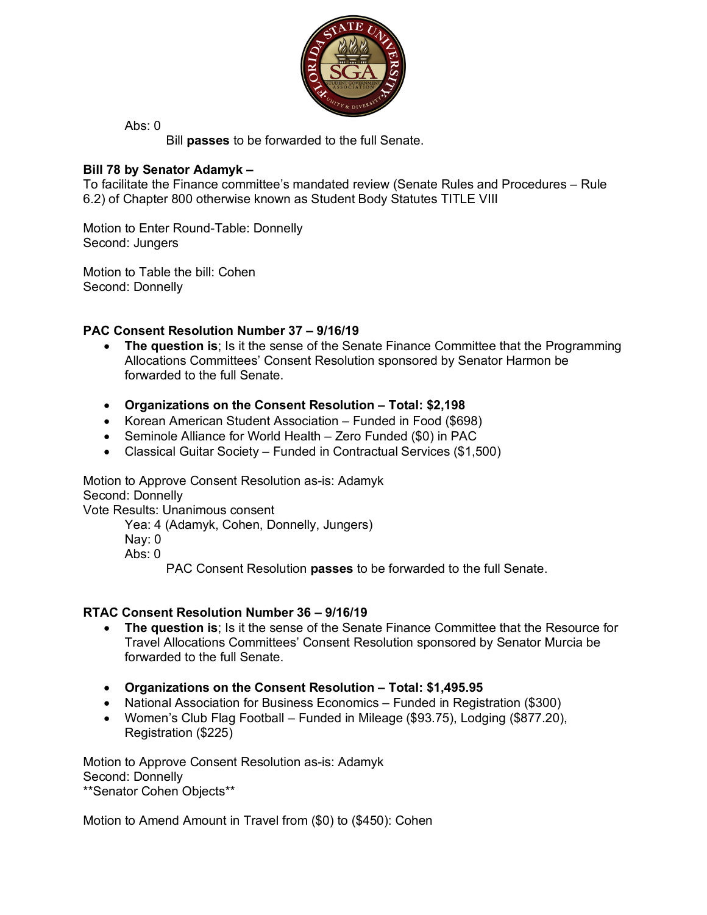Abs: 0

Bill **passes** to be forwarded to the full Senate.

**Bill 78 by Senator Adamyk –**
To facilitate the Finance committee's mandated review (Senate Rules and Procedures – Rule 6.2) of Chapter 800 otherwise known as Student Body Statutes TITLE VIII

Motion to Enter Round-Table: Donnelly
Second: Jungers

Motion to Table the bill: Cohen
Second: Donnelly

**PAC Consent Resolution Number 37 – 9/16/19**

- **The question is**; Is it the sense of the Senate Finance Committee that the Programming Allocations Committees' Consent Resolution sponsored by Senator Harmon be forwarded to the full Senate.

- **Organizations on the Consent Resolution – Total: $2,198**
- Korean American Student Association – Funded in Food ($698)
- Seminole Alliance for World Health – Zero Funded ($0) in PAC
- Classical Guitar Society – Funded in Contractual Services ($1,500)

Motion to Approve Consent Resolution as-is: Adamyk
Second: Donnelly
Vote Results: Unanimous consent
Yea: 4 (Adamyk, Cohen, Donnelly, Jungers)
Nay: 0
Abs: 0

PAC Consent Resolution **passes** to be forwarded to the full Senate.

**RTAC Consent Resolution Number 36 – 9/16/19**

- **The question is**; Is it the sense of the Senate Finance Committee that the Resource for Travel Allocations Committees' Consent Resolution sponsored by Senator Murcia be forwarded to the full Senate.

- **Organizations on the Consent Resolution – Total: $1,495.95**
- National Association for Business Economics – Funded in Registration ($300)
- Women's Club Flag Football – Funded in Mileage ($93.75), Lodging ($877.20), Registration ($225)

Motion to Approve Consent Resolution as-is: Adamyk
Second: Donnelly
**Senator Cohen Objects**

Motion to Amend Amount in Travel from ($0) to ($450): Cohen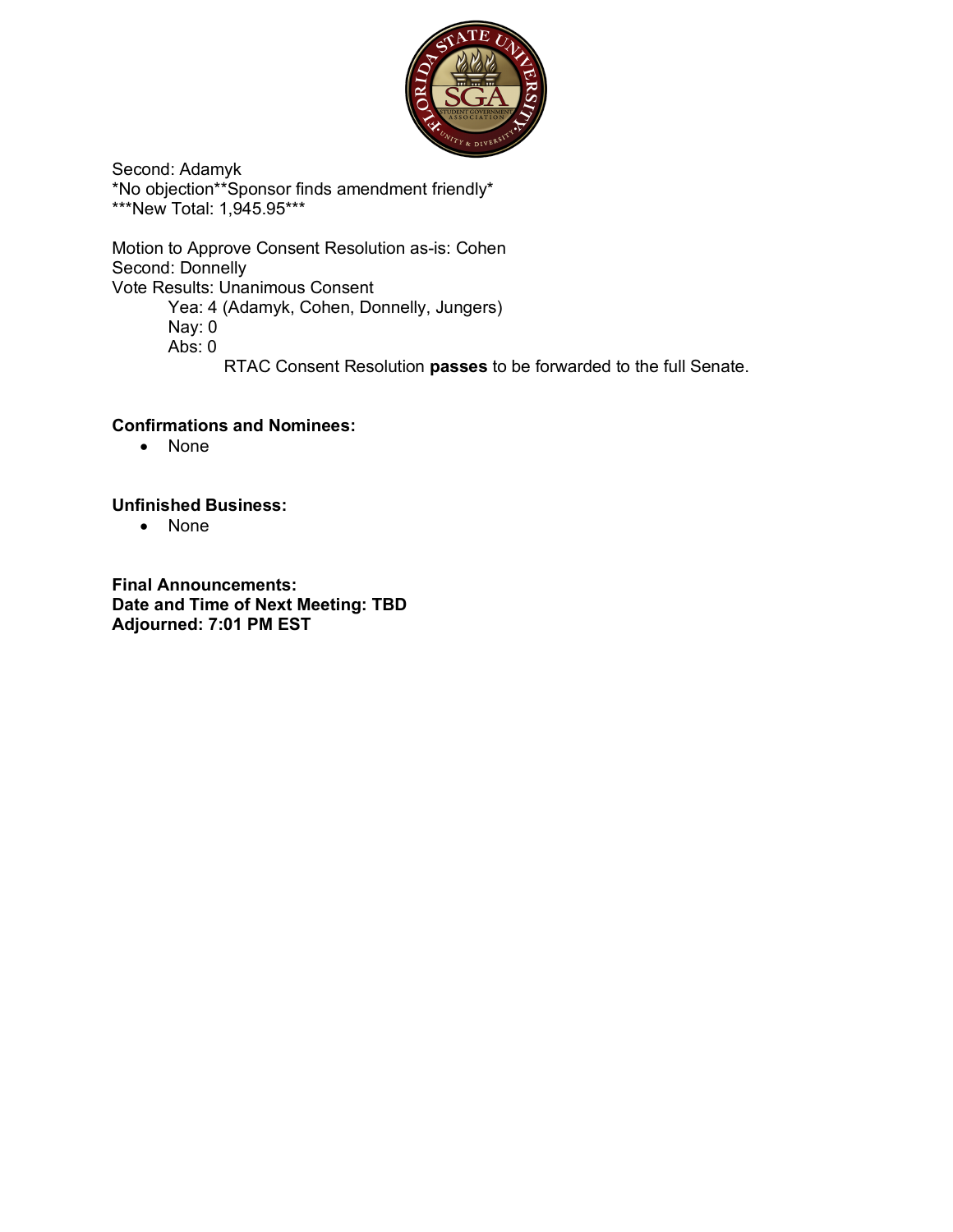Second: Adamyk
*No objection**Sponsor finds amendment friendly*
***New Total: 1,945.95***

Motion to Approve Consent Resolution as-is: Cohen
Second: Donnelly
Vote Results: Unanimous Consent

Yea: 4 (Adamyk, Cohen, Donnelly, Jungers)
Nay: 0
Abs: 0

RTAC Consent Resolution **passes** to be forwarded to the full Senate.

**Confirmations and Nominees:**

- None

**Unfinished Business:**

- None

**Final Announcements:**
**Date and Time of Next Meeting: TBD**
**Adjourned: 7:01 PM EST**